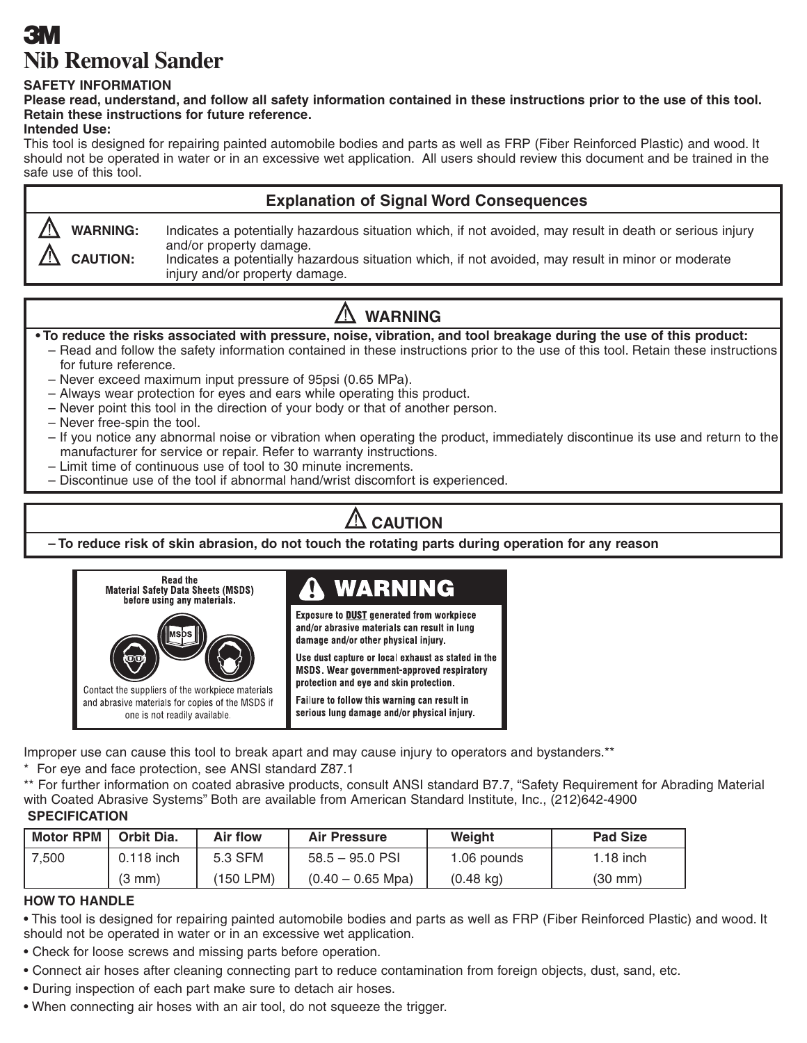**3M**

# Nib Removal Sander

**SAFETY INFORMATION**

**Please read, understand, and follow all safety information contained in these instructions prior to the use of this tool. Retain these instructions for future reference.**

**Intended Use:**

This tool is designed for repairing painted automobile bodies and parts as well as FRP (Fiber Reinforced Plastic) and wood. It should not be operated in water or in an excessive wet application. All users should review this document and be trained in the safe use of this tool.

## Explanation of Signal Word Consequences

| | |
|---|---|
| ⚠ **WARNING:** | Indicates a potentially hazardous situation which, if not avoided, may result in death or serious injury and/or property damage. |
| ⚠ **CAUTION:** | Indicates a potentially hazardous situation which, if not avoided, may result in minor or moderate injury and/or property damage. |

## ⚠ WARNING

- **To reduce the risks associated with pressure, noise, vibration, and tool breakage during the use of this product:**
  - Read and follow the safety information contained in these instructions prior to the use of this tool. Retain these instructions for future reference.
  - Never exceed maximum input pressure of 95psi (0.65 MPa).
  - Always wear protection for eyes and ears while operating this product.
  - Never point this tool in the direction of your body or that of another person.
  - Never free-spin the tool.
  - If you notice any abnormal noise or vibration when operating the product, immediately discontinue its use and return to the manufacturer for service or repair. Refer to warranty instructions.
  - Limit time of continuous use of tool to 30 minute increments.
  - Discontinue use of the tool if abnormal hand/wrist discomfort is experienced.

## ⚠ CAUTION

– **To reduce risk of skin abrasion, do not touch the rotating parts during operation for any reason**

**Read the Material Safety Data Sheets (MSDS) before using any materials.**

Contact the suppliers of the workpiece materials and abrasive materials for copies of the MSDS if one is not readily available.

## WARNING

**Exposure to DUST generated from workpiece and/or abrasive materials can result in lung damage and/or other physical injury.**

**Use dust capture or local exhaust as stated in the MSDS. Wear government-approved respiratory protection and eye and skin protection.**

**Failure to follow this warning can result in serious lung damage and/or physical injury.**

Improper use can cause this tool to break apart and may cause injury to operators and bystanders.**

\* For eye and face protection, see ANSI standard Z87.1

** For further information on coated abrasive products, consult ANSI standard B7.7, "Safety Requirement for Abrading Material with Coated Abrasive Systems" Both are available from American Standard Institute, Inc., (212)642-4900

**SPECIFICATION**

| Motor RPM | Orbit Dia. | Air flow | Air Pressure | Weight | Pad Size |
|---|---|---|---|---|---|
| 7,500 | 0.118 inch (3 mm) | 5.3 SFM (150 LPM) | 58.5 – 95.0 PSI (0.40 – 0.65 Mpa) | 1.06 pounds (0.48 kg) | 1.18 inch (30 mm) |

**HOW TO HANDLE**

- This tool is designed for repairing painted automobile bodies and parts as well as FRP (Fiber Reinforced Plastic) and wood. It should not be operated in water or in an excessive wet application.
- Check for loose screws and missing parts before operation.
- Connect air hoses after cleaning connecting part to reduce contamination from foreign objects, dust, sand, etc.
- During inspection of each part make sure to detach air hoses.
- When connecting air hoses with an air tool, do not squeeze the trigger.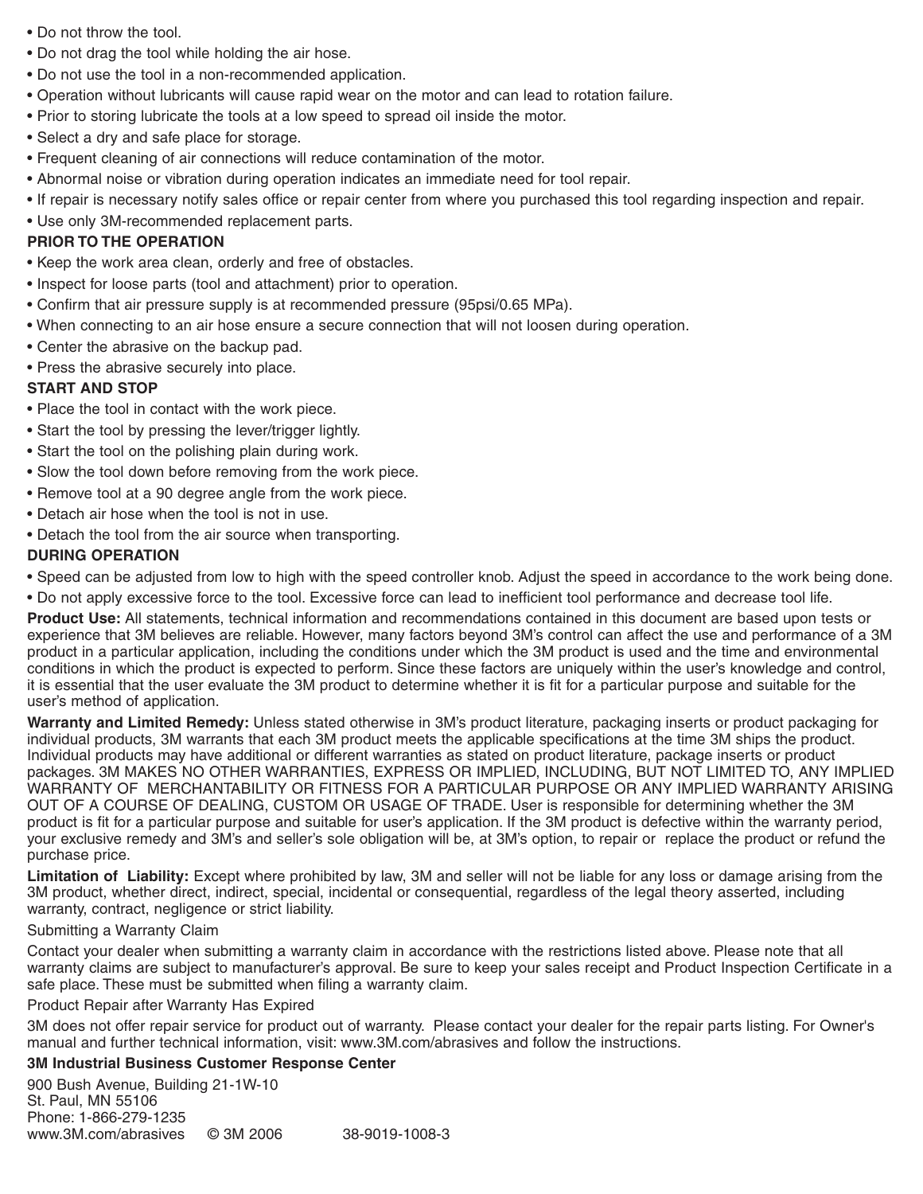- Do not throw the tool.
- Do not drag the tool while holding the air hose.
- Do not use the tool in a non-recommended application.
- Operation without lubricants will cause rapid wear on the motor and can lead to rotation failure.
- Prior to storing lubricate the tools at a low speed to spread oil inside the motor.
- Select a dry and safe place for storage.
- Frequent cleaning of air connections will reduce contamination of the motor.
- Abnormal noise or vibration during operation indicates an immediate need for tool repair.
- If repair is necessary notify sales office or repair center from where you purchased this tool regarding inspection and repair.
- Use only 3M-recommended replacement parts.

**PRIOR TO THE OPERATION**

- Keep the work area clean, orderly and free of obstacles.
- Inspect for loose parts (tool and attachment) prior to operation.
- Confirm that air pressure supply is at recommended pressure (95psi/0.65 MPa).
- When connecting to an air hose ensure a secure connection that will not loosen during operation.
- Center the abrasive on the backup pad.
- Press the abrasive securely into place.

**START AND STOP**

- Place the tool in contact with the work piece.
- Start the tool by pressing the lever/trigger lightly.
- Start the tool on the polishing plain during work.
- Slow the tool down before removing from the work piece.
- Remove tool at a 90 degree angle from the work piece.
- Detach air hose when the tool is not in use.
- Detach the tool from the air source when transporting.

**DURING OPERATION**

- Speed can be adjusted from low to high with the speed controller knob. Adjust the speed in accordance to the work being done.
- Do not apply excessive force to the tool. Excessive force can lead to inefficient tool performance and decrease tool life.

**Product Use:** All statements, technical information and recommendations contained in this document are based upon tests or experience that 3M believes are reliable. However, many factors beyond 3M's control can affect the use and performance of a 3M product in a particular application, including the conditions under which the 3M product is used and the time and environmental conditions in which the product is expected to perform. Since these factors are uniquely within the user's knowledge and control, it is essential that the user evaluate the 3M product to determine whether it is fit for a particular purpose and suitable for the user's method of application.

**Warranty and Limited Remedy:** Unless stated otherwise in 3M's product literature, packaging inserts or product packaging for individual products, 3M warrants that each 3M product meets the applicable specifications at the time 3M ships the product. Individual products may have additional or different warranties as stated on product literature, package inserts or product packages. 3M MAKES NO OTHER WARRANTIES, EXPRESS OR IMPLIED, INCLUDING, BUT NOT LIMITED TO, ANY IMPLIED WARRANTY OF MERCHANTABILITY OR FITNESS FOR A PARTICULAR PURPOSE OR ANY IMPLIED WARRANTY ARISING OUT OF A COURSE OF DEALING, CUSTOM OR USAGE OF TRADE. User is responsible for determining whether the 3M product is fit for a particular purpose and suitable for user's application. If the 3M product is defective within the warranty period, your exclusive remedy and 3M's and seller's sole obligation will be, at 3M's option, to repair or replace the product or refund the purchase price.

**Limitation of Liability:** Except where prohibited by law, 3M and seller will not be liable for any loss or damage arising from the 3M product, whether direct, indirect, special, incidental or consequential, regardless of the legal theory asserted, including warranty, contract, negligence or strict liability.

Submitting a Warranty Claim

Contact your dealer when submitting a warranty claim in accordance with the restrictions listed above. Please note that all warranty claims are subject to manufacturer's approval. Be sure to keep your sales receipt and Product Inspection Certificate in a safe place. These must be submitted when filing a warranty claim.

Product Repair after Warranty Has Expired

3M does not offer repair service for product out of warranty. Please contact your dealer for the repair parts listing. For Owner's manual and further technical information, visit: www.3M.com/abrasives and follow the instructions.

**3M Industrial Business Customer Response Center**

900 Bush Avenue, Building 21-1W-10
St. Paul, MN 55106
Phone: 1-866-279-1235
www.3M.com/abrasives © 3M 2006 38-9019-1008-3